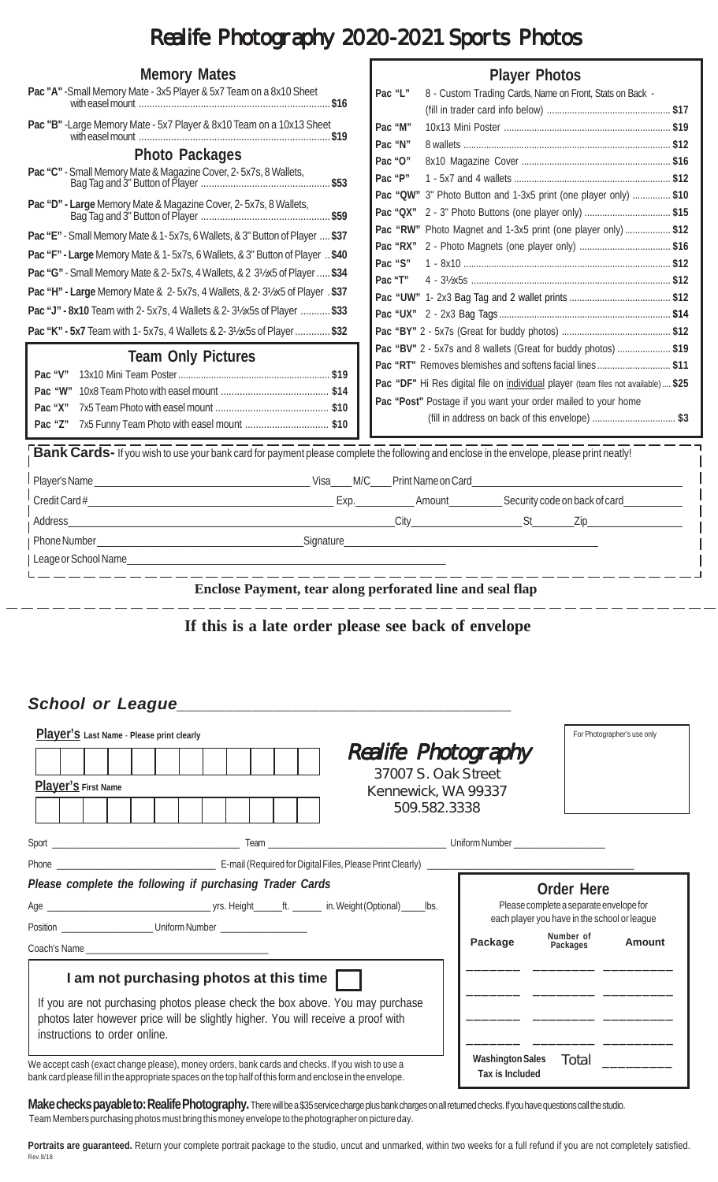# Realife Photography 2020-2021 Sports Photos

## Memory Mates

**Pac "A"** -Small Memory Mate - 3x5 Player & 5x7 Team on a 8x10 Sheet with easel mount ........ **$16**

**Pac "B"** -Large Memory Mate - 5x7 Player & 8x10 Team on a 10x13 Sheet with easel mount ........ **$19**

## Photo Packages

**Pac "C"** - Small Memory Mate & Magazine Cover, 2- 5x7s, 8 Wallets, Bag Tag and 3" Button of Player ........ **$53**

**Pac "D" - Large** Memory Mate & Magazine Cover, 2- 5x7s, 8 Wallets, Bag Tag and 3" Button of Player ........ **$59**

**Pac "E"** - Small Memory Mate & 1- 5x7s, 6 Wallets, & 3" Button of Player .... **$37**

**Pac "F" - Large** Memory Mate & 1- 5x7s, 6 Wallets, & 3" Button of Player .. **$40**

**Pac "G"** - Small Memory Mate & 2- 5x7s, 4 Wallets, & 2 3½x5 of Player ..... **$34**

**Pac "H" - Large** Memory Mate & 2- 5x7s, 4 Wallets, & 2- 3½x5 of Player . **$37**

**Pac "J" - 8x10** Team with 2- 5x7s, 4 Wallets & 2- 3½x5s of Player ........... **$33**

**Pac "K" - 5x7** Team with 1- 5x7s, 4 Wallets & 2- 3½x5s of Player ............. **$32**

## Team Only Pictures

| | | |
|---|---|---|
| **Pac "V"** | 13x10 Mini Team Poster | **$19** |
| **Pac "W"** | 10x8 Team Photo with easel mount | **$14** |
| **Pac "X"** | 7x5 Team Photo with easel mount | **$10** |
| **Pac "Z"** | 7x5 Funny Team Photo with easel mount | **$10** |

## Player Photos

| | | |
|---|---|---|
| **Pac "L"** | 8 - Custom Trading Cards, Name on Front, Stats on Back - (fill in trader card info below) | **$17** |
| **Pac "M"** | 10x13 Mini Poster | **$19** |
| **Pac "N"** | 8 wallets | **$12** |
| **Pac "O"** | 8x10 Magazine Cover | **$16** |
| **Pac "P"** | 1 - 5x7 and 4 wallets | **$12** |
| **Pac "QW"** | 3" Photo Button and 1-3x5 print (one player only) | **$10** |
| **Pac "QX"** | 2 - 3" Photo Buttons (one player only) | **$15** |
| **Pac "RW"** | Photo Magnet and 1-3x5 print (one player only) | **$12** |
| **Pac "RX"** | 2 - Photo Magnets (one player only) | **$16** |
| **Pac "S"** | 1 - 8x10 | **$12** |
| **Pac "T"** | 4 - 3½x5s | **$12** |
| **Pac "UW"** | 1- 2x3 Bag Tag and 2 wallet prints | **$12** |
| **Pac "UX"** | 2 - 2x3 Bag Tags | **$14** |
| **Pac "BY"** | 2 - 5x7s (Great for buddy photos) | **$12** |
| **Pac "BV"** | 2 - 5x7s and 8 wallets (Great for buddy photos) | **$19** |
| **Pac "RT"** | Removes blemishes and softens facial lines | **$11** |
| **Pac "DF"** | Hi Res digital file on individual player (team files not available) | **$25** |
| **Pac "Post"** | Postage if you want your order mailed to your home (fill in address on back of this envelope) | **$3** |

**Bank Cards-** If you wish to use your bank card for payment please complete the following and enclose in the envelope, please print neatly!

Player's Name ____________ Visa____ M/C____ Print Name on Card ____________

Credit Card # ____________ Exp. ________ Amount ________ Security code on back of card ________

Address ____________ City ____________ St ______ Zip ____________

Phone Number ____________ Signature ____________

Leage or School Name ____________

**Enclose Payment, tear along perforated line and seal flap**

**If this is a late order please see back of envelope**

***School or League*** ____________

**Player's Last Name - Please print clearly**

**Player's First Name**

**Realife Photography**
37007 S. Oak Street
Kennewick, WA 99337
509.582.3338

For Photographer's use only

Sport ____________ Team ____________ Uniform Number ____________

Phone ____________ E-mail (Required for Digital Files, Please Print Clearly) ____________

***Please complete the following if purchasing Trader Cards***

Age ____________ yrs. Height _____ ft. _____ in. Weight (Optional) _____ lbs.

Position ____________ Uniform Number ____________

Coach's Name ____________

**I am not purchasing photos at this time** ☐

If you are not purchasing photos please check the box above. You may purchase photos later however price will be slightly higher. You will receive a proof with instructions to order online.

We accept cash (exact change please), money orders, bank cards and checks. If you wish to use a bank card please fill in the appropriate spaces on the top half of this form and enclose in the envelope.

### Order Here

Please complete a separate envelope for each player you have in the school or league

| Package | Number of Packages | Amount |
|---|---|---|
| | | |
| | | |
| | | |
| | | |

**Washington Sales Tax is Included** Total ________

**Make checks payable to: Realife Photography.** There will be a $35 service charge plus bank charges on all returned checks. If you have questions call the studio. Team Members purchasing photos must bring this money envelope to the photographer on picture day.

**Portraits are guaranteed.** Return your complete portrait package to the studio, uncut and unmarked, within two weeks for a full refund if you are not completely satisfied.

Rev.8/18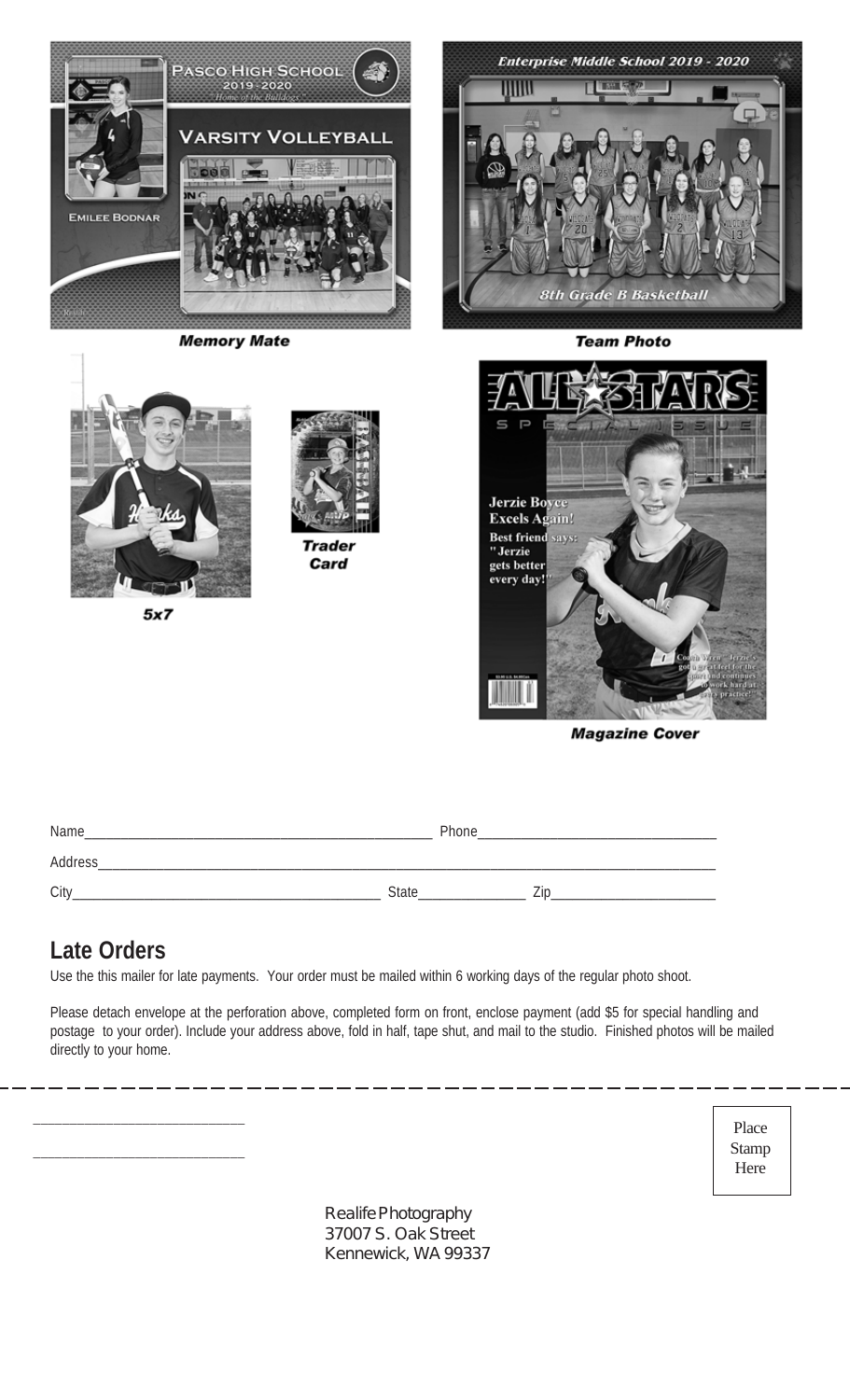**Memory Mate**

**Team Photo**

**5x7**

**Trader Card**

**Magazine Cover**

Name_______________________________________________ Phone________________________________

Address_______________________________________________________________________________

City__________________________________________ State_______________ Zip______________________

## Late Orders

Use the this mailer for late payments. Your order must be mailed within 6 working days of the regular photo shoot.

Please detach envelope at the perforation above, completed form on front, enclose payment (add $5 for special handling and postage to your order). Include your address above, fold in half, tape shut, and mail to the studio. Finished photos will be mailed directly to your home.

_____________________________

_____________________________

Place Stamp Here

Realife Photography
37007 S. Oak Street
Kennewick, WA 99337